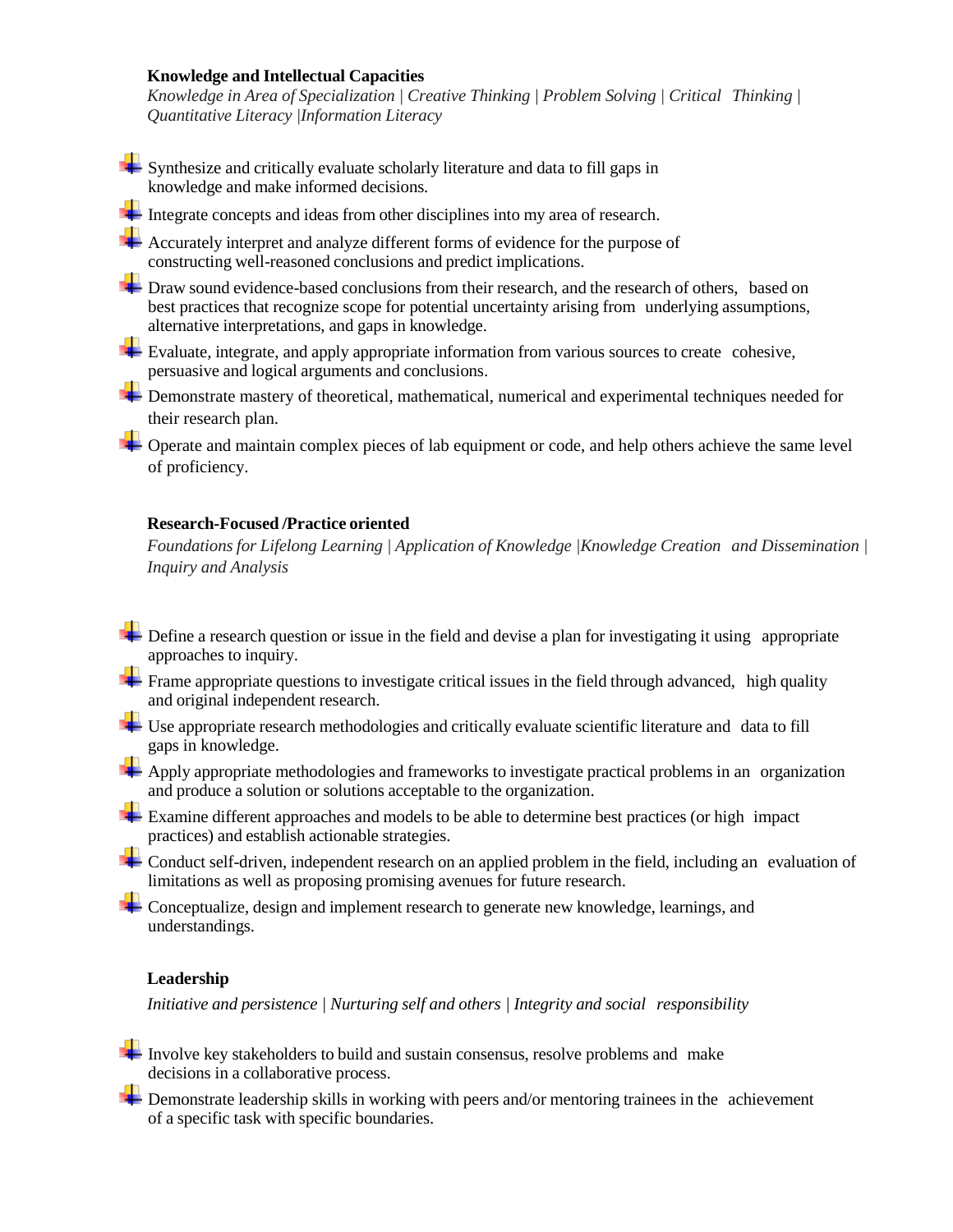### Knowledge and Intellectual Capacities

*Knowledge in Area of Specialization | Creative Thinking | Problem Solving | Critical Thinking | Quantitative Literacy |Information Literacy*

- Synthesize and critically evaluate scholarly literature and data to fill gaps in knowledge and make informed decisions.
- Integrate concepts and ideas from other disciplines into my area of research.
- Accurately interpret and analyze different forms of evidence for the purpose of constructing well-reasoned conclusions and predict implications.
- Draw sound evidence-based conclusions from their research, and the research of others, based on best practices that recognize scope for potential uncertainty arising from underlying assumptions, alternative interpretations, and gaps in knowledge.
- Evaluate, integrate, and apply appropriate information from various sources to create cohesive, persuasive and logical arguments and conclusions.
- Demonstrate mastery of theoretical, mathematical, numerical and experimental techniques needed for their research plan.
- Operate and maintain complex pieces of lab equipment or code, and help others achieve the same level of proficiency.

### Research-Focused /Practice oriented

*Foundations for Lifelong Learning | Application of Knowledge |Knowledge Creation and Dissemination | Inquiry and Analysis*

- Define a research question or issue in the field and devise a plan for investigating it using appropriate approaches to inquiry.
- Frame appropriate questions to investigate critical issues in the field through advanced, high quality and original independent research.
- Use appropriate research methodologies and critically evaluate scientific literature and data to fill gaps in knowledge.
- Apply appropriate methodologies and frameworks to investigate practical problems in an organization and produce a solution or solutions acceptable to the organization.
- Examine different approaches and models to be able to determine best practices (or high impact practices) and establish actionable strategies.
- Conduct self-driven, independent research on an applied problem in the field, including an evaluation of limitations as well as proposing promising avenues for future research.
- Conceptualize, design and implement research to generate new knowledge, learnings, and understandings.

### Leadership

*Initiative and persistence | Nurturing self and others | Integrity and social responsibility*

- Involve key stakeholders to build and sustain consensus, resolve problems and make decisions in a collaborative process.
- Demonstrate leadership skills in working with peers and/or mentoring trainees in the achievement of a specific task with specific boundaries.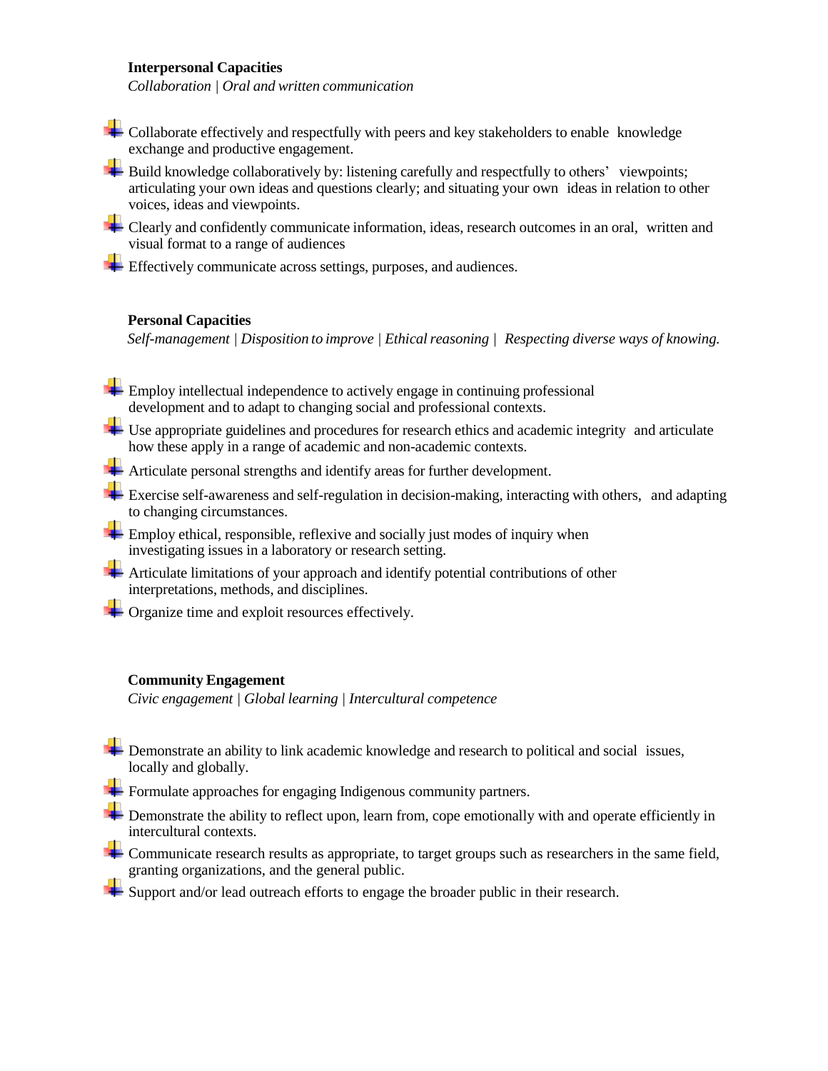**Interpersonal Capacities**

*Collaboration | Oral and written communication*

- Collaborate effectively and respectfully with peers and key stakeholders to enable knowledge exchange and productive engagement.
- Build knowledge collaboratively by: listening carefully and respectfully to others' viewpoints; articulating your own ideas and questions clearly; and situating your own ideas in relation to other voices, ideas and viewpoints.
- Clearly and confidently communicate information, ideas, research outcomes in an oral, written and visual format to a range of audiences
- Effectively communicate across settings, purposes, and audiences.

**Personal Capacities**

*Self-management | Disposition to improve | Ethical reasoning | Respecting diverse ways of knowing.*

- Employ intellectual independence to actively engage in continuing professional development and to adapt to changing social and professional contexts.
- Use appropriate guidelines and procedures for research ethics and academic integrity and articulate how these apply in a range of academic and non-academic contexts.
- Articulate personal strengths and identify areas for further development.
- Exercise self-awareness and self-regulation in decision-making, interacting with others, and adapting to changing circumstances.
- Employ ethical, responsible, reflexive and socially just modes of inquiry when investigating issues in a laboratory or research setting.
- Articulate limitations of your approach and identify potential contributions of other interpretations, methods, and disciplines.
- Organize time and exploit resources effectively.

**Community Engagement**

*Civic engagement | Global learning | Intercultural competence*

- Demonstrate an ability to link academic knowledge and research to political and social issues, locally and globally.
- Formulate approaches for engaging Indigenous community partners.
- Demonstrate the ability to reflect upon, learn from, cope emotionally with and operate efficiently in intercultural contexts.
- Communicate research results as appropriate, to target groups such as researchers in the same field, granting organizations, and the general public.
- Support and/or lead outreach efforts to engage the broader public in their research.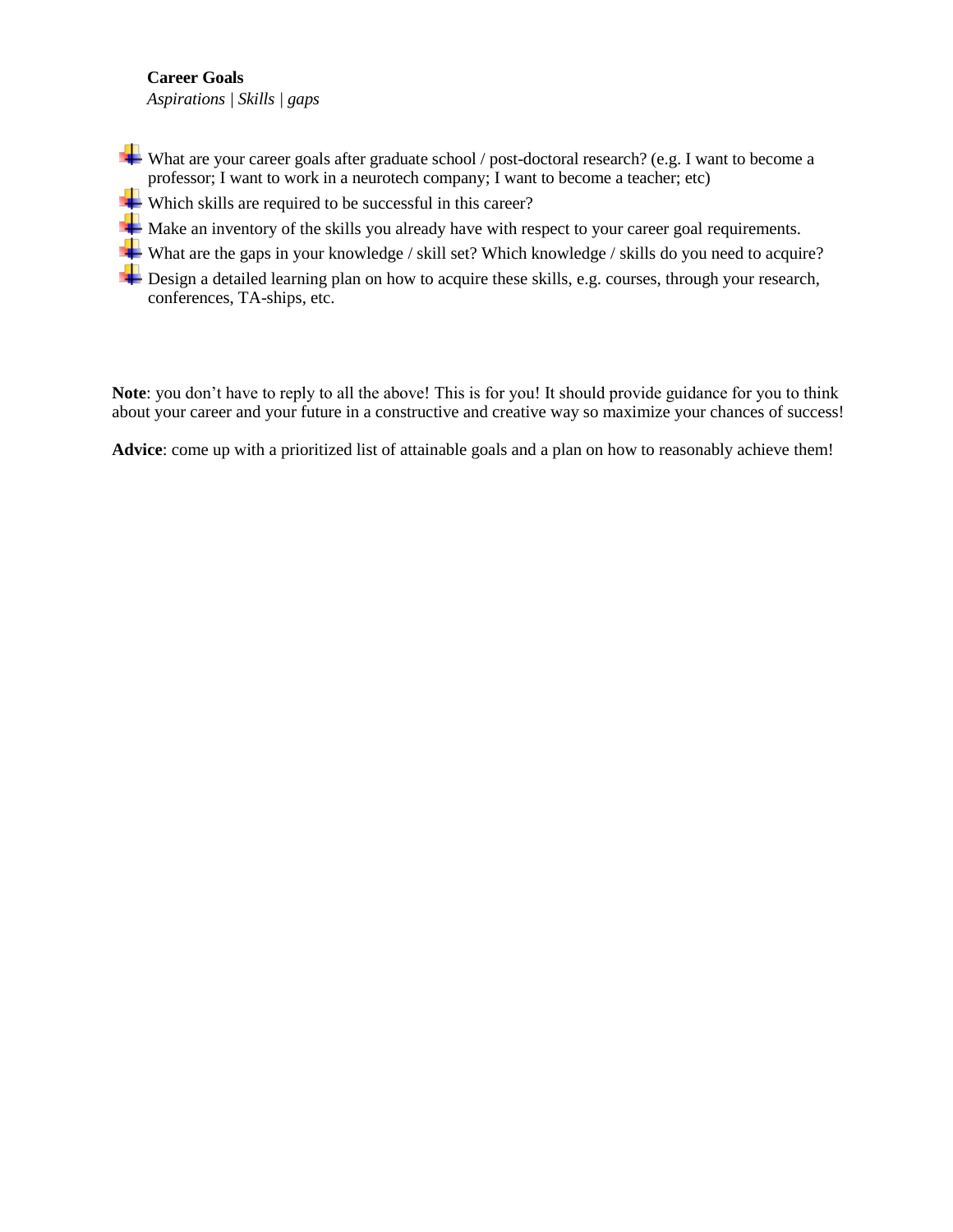**Career Goals**
*Aspirations | Skills | gaps*

- What are your career goals after graduate school / post-doctoral research? (e.g. I want to become a professor; I want to work in a neurotech company; I want to become a teacher; etc)
- Which skills are required to be successful in this career?
- Make an inventory of the skills you already have with respect to your career goal requirements.
- What are the gaps in your knowledge / skill set? Which knowledge / skills do you need to acquire?
- Design a detailed learning plan on how to acquire these skills, e.g. courses, through your research, conferences, TA-ships, etc.

**Note**: you don't have to reply to all the above! This is for you! It should provide guidance for you to think about your career and your future in a constructive and creative way so maximize your chances of success!

**Advice**: come up with a prioritized list of attainable goals and a plan on how to reasonably achieve them!